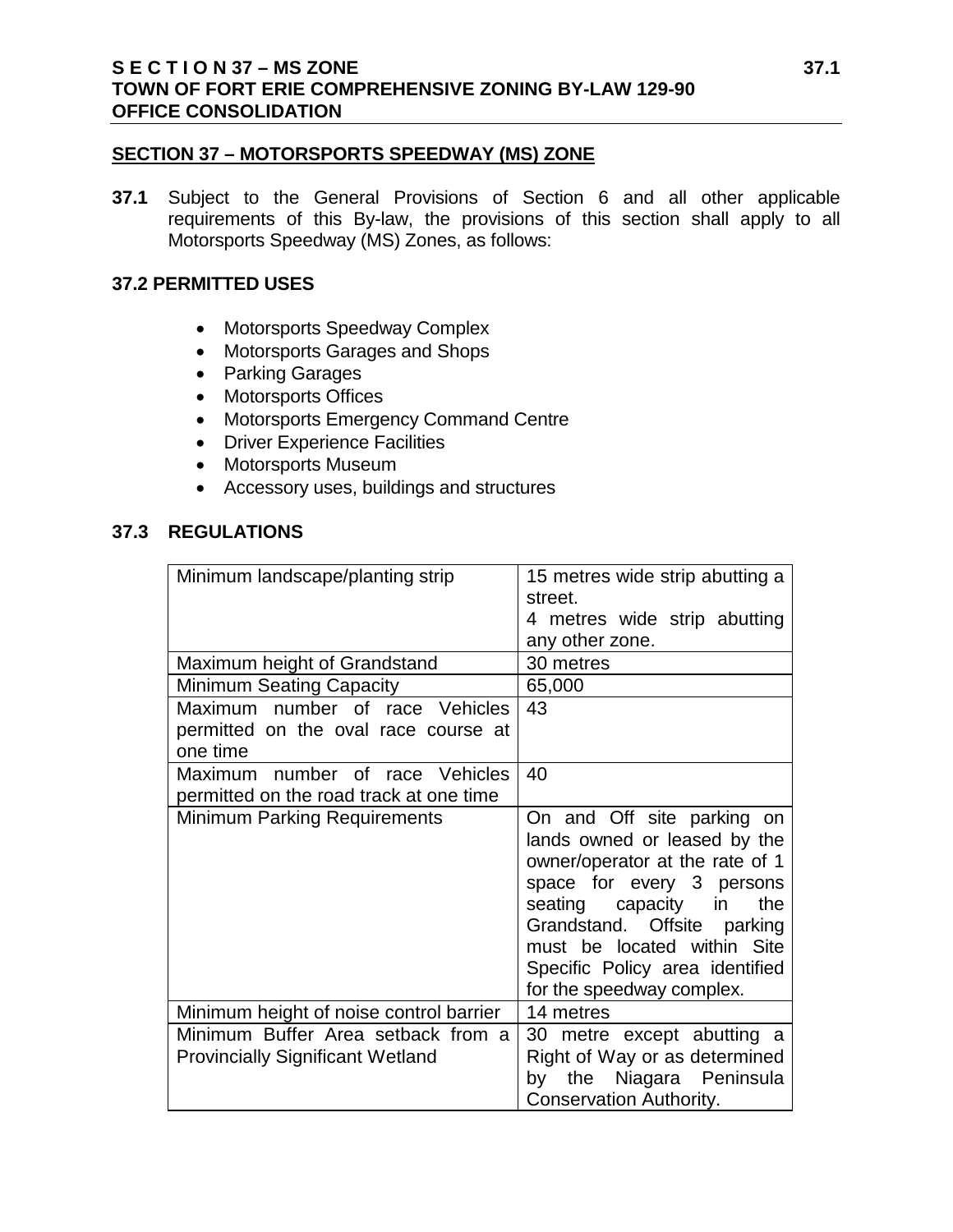## SECTION 37 – MOTORSPORTS SPEEDWAY (MS) ZONE

**37.1** Subject to the General Provisions of Section 6 and all other applicable requirements of this By-law, the provisions of this section shall apply to all Motorsports Speedway (MS) Zones, as follows:

### 37.2 PERMITTED USES

- Motorsports Speedway Complex
- Motorsports Garages and Shops
- Parking Garages
- Motorsports Offices
- Motorsports Emergency Command Centre
- Driver Experience Facilities
- Motorsports Museum
- Accessory uses, buildings and structures

### 37.3 REGULATIONS

| | |
|---|---|
| Minimum landscape/planting strip | 15 metres wide strip abutting a street.<br>4 metres wide strip abutting any other zone. |
| Maximum height of Grandstand | 30 metres |
| Minimum Seating Capacity | 65,000 |
| Maximum number of race Vehicles permitted on the oval race course at one time | 43 |
| Maximum number of race Vehicles permitted on the road track at one time | 40 |
| Minimum Parking Requirements | On and Off site parking on lands owned or leased by the owner/operator at the rate of 1 space for every 3 persons seating capacity in the Grandstand. Offsite parking must be located within Site Specific Policy area identified for the speedway complex. |
| Minimum height of noise control barrier | 14 metres |
| Minimum Buffer Area setback from a Provincially Significant Wetland | 30 metre except abutting a Right of Way or as determined by the Niagara Peninsula Conservation Authority. |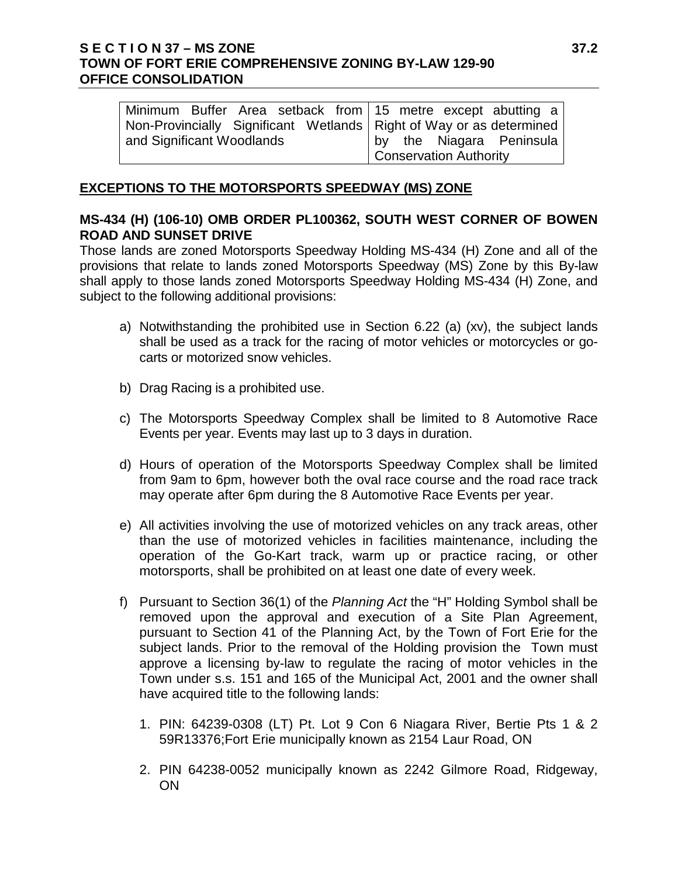| Minimum Buffer Area setback from Non-Provincially Significant Wetlands and Significant Woodlands | 15 metre except abutting a Right of Way or as determined by the Niagara Peninsula Conservation Authority |
|---|---|

## EXCEPTIONS TO THE MOTORSPORTS SPEEDWAY (MS) ZONE

### MS-434 (H) (106-10) OMB ORDER PL100362, SOUTH WEST CORNER OF BOWEN ROAD AND SUNSET DRIVE

Those lands are zoned Motorsports Speedway Holding MS-434 (H) Zone and all of the provisions that relate to lands zoned Motorsports Speedway (MS) Zone by this By-law shall apply to those lands zoned Motorsports Speedway Holding MS-434 (H) Zone, and subject to the following additional provisions:

a) Notwithstanding the prohibited use in Section 6.22 (a) (xv), the subject lands shall be used as a track for the racing of motor vehicles or motorcycles or go-carts or motorized snow vehicles.

b) Drag Racing is a prohibited use.

c) The Motorsports Speedway Complex shall be limited to 8 Automotive Race Events per year. Events may last up to 3 days in duration.

d) Hours of operation of the Motorsports Speedway Complex shall be limited from 9am to 6pm, however both the oval race course and the road race track may operate after 6pm during the 8 Automotive Race Events per year.

e) All activities involving the use of motorized vehicles on any track areas, other than the use of motorized vehicles in facilities maintenance, including the operation of the Go-Kart track, warm up or practice racing, or other motorsports, shall be prohibited on at least one date of every week.

f) Pursuant to Section 36(1) of the *Planning Act* the "H" Holding Symbol shall be removed upon the approval and execution of a Site Plan Agreement, pursuant to Section 41 of the Planning Act, by the Town of Fort Erie for the subject lands. Prior to the removal of the Holding provision the Town must approve a licensing by-law to regulate the racing of motor vehicles in the Town under s.s. 151 and 165 of the Municipal Act, 2001 and the owner shall have acquired title to the following lands:

   1. PIN: 64239-0308 (LT) Pt. Lot 9 Con 6 Niagara River, Bertie Pts 1 & 2 59R13376;Fort Erie municipally known as 2154 Laur Road, ON

   2. PIN 64238-0052 municipally known as 2242 Gilmore Road, Ridgeway, ON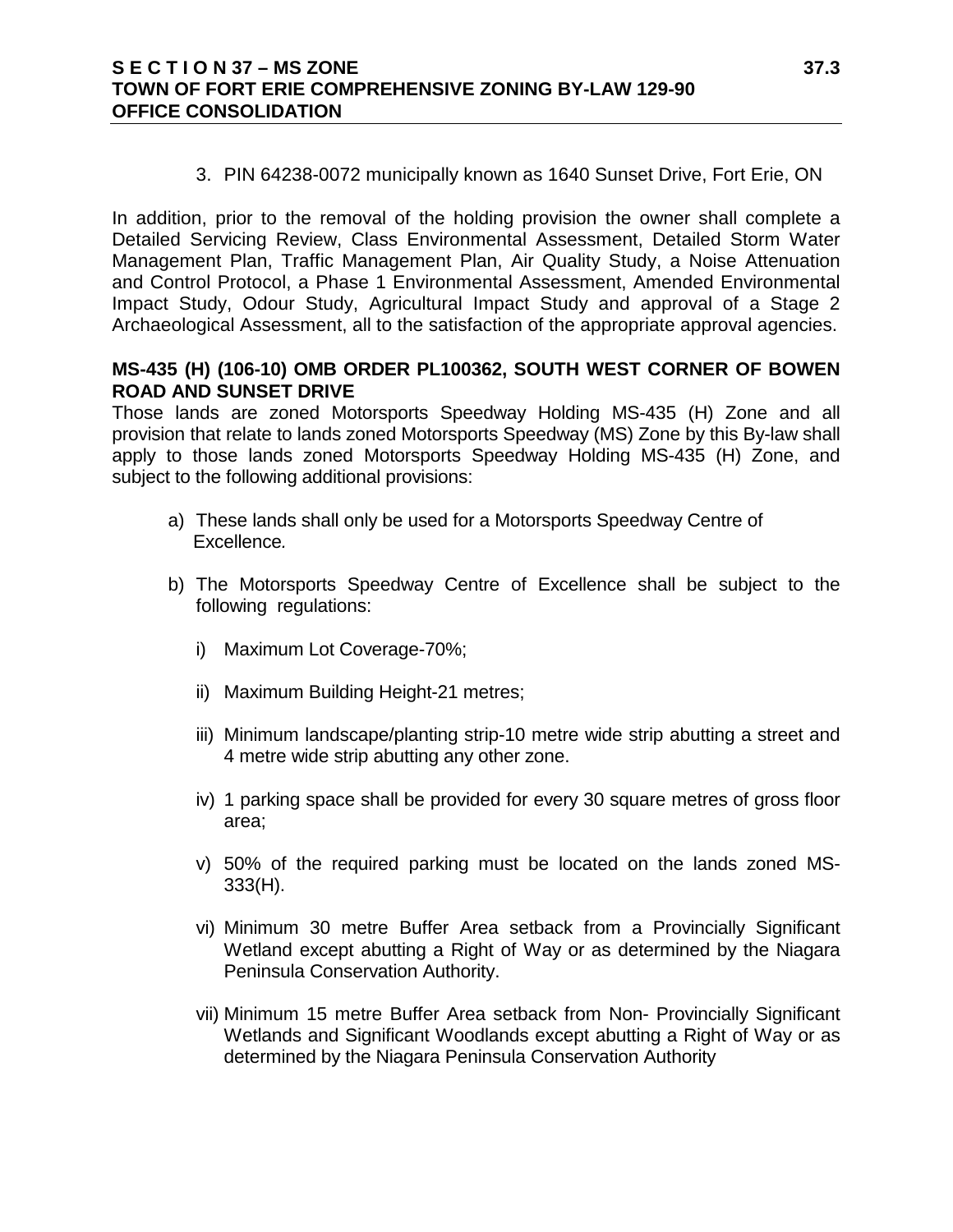3. PIN 64238-0072 municipally known as 1640 Sunset Drive, Fort Erie, ON

In addition, prior to the removal of the holding provision the owner shall complete a Detailed Servicing Review, Class Environmental Assessment, Detailed Storm Water Management Plan, Traffic Management Plan, Air Quality Study, a Noise Attenuation and Control Protocol, a Phase 1 Environmental Assessment, Amended Environmental Impact Study, Odour Study, Agricultural Impact Study and approval of a Stage 2 Archaeological Assessment, all to the satisfaction of the appropriate approval agencies.

**MS-435 (H) (106-10) OMB ORDER PL100362, SOUTH WEST CORNER OF BOWEN ROAD AND SUNSET DRIVE**

Those lands are zoned Motorsports Speedway Holding MS-435 (H) Zone and all provision that relate to lands zoned Motorsports Speedway (MS) Zone by this By-law shall apply to those lands zoned Motorsports Speedway Holding MS-435 (H) Zone, and subject to the following additional provisions:

a) These lands shall only be used for a Motorsports Speedway Centre of Excellence.

b) The Motorsports Speedway Centre of Excellence shall be subject to the following regulations:

   i) Maximum Lot Coverage-70%;

   ii) Maximum Building Height-21 metres;

   iii) Minimum landscape/planting strip-10 metre wide strip abutting a street and 4 metre wide strip abutting any other zone.

   iv) 1 parking space shall be provided for every 30 square metres of gross floor area;

   v) 50% of the required parking must be located on the lands zoned MS-333(H).

   vi) Minimum 30 metre Buffer Area setback from a Provincially Significant Wetland except abutting a Right of Way or as determined by the Niagara Peninsula Conservation Authority.

   vii) Minimum 15 metre Buffer Area setback from Non- Provincially Significant Wetlands and Significant Woodlands except abutting a Right of Way or as determined by the Niagara Peninsula Conservation Authority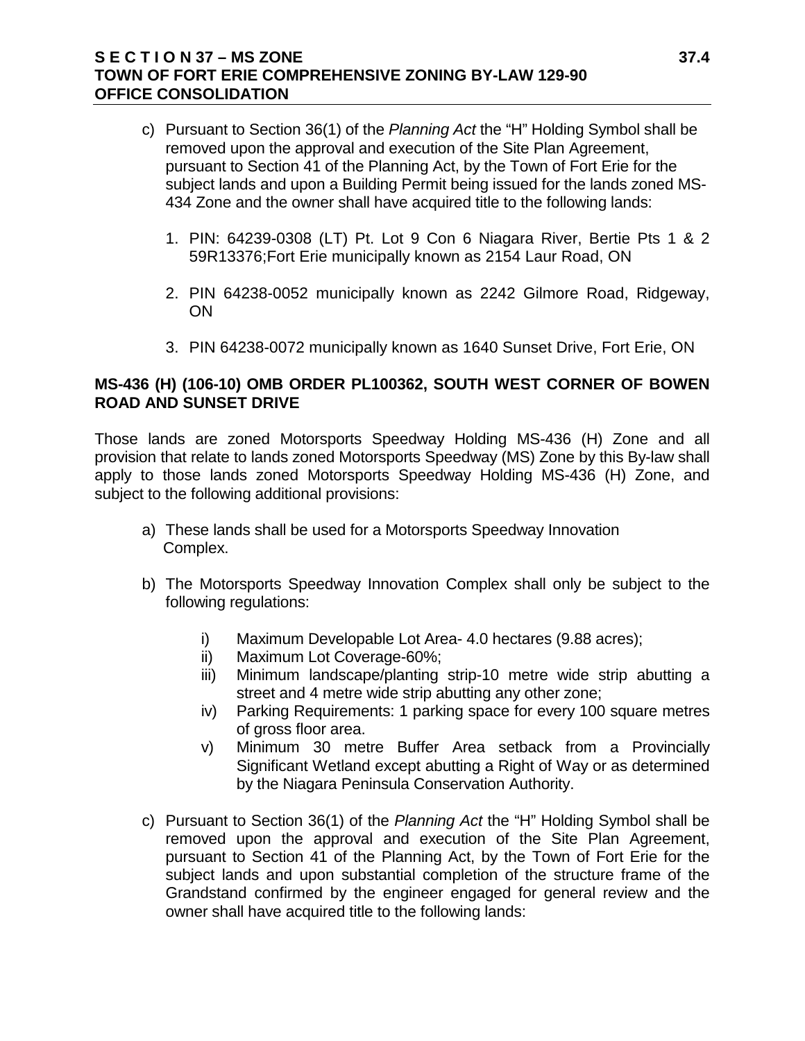c) Pursuant to Section 36(1) of the *Planning Act* the "H" Holding Symbol shall be removed upon the approval and execution of the Site Plan Agreement, pursuant to Section 41 of the Planning Act, by the Town of Fort Erie for the subject lands and upon a Building Permit being issued for the lands zoned MS-434 Zone and the owner shall have acquired title to the following lands:

1. PIN: 64239-0308 (LT) Pt. Lot 9 Con 6 Niagara River, Bertie Pts 1 & 2 59R13376;Fort Erie municipally known as 2154 Laur Road, ON
2. PIN 64238-0052 municipally known as 2242 Gilmore Road, Ridgeway, ON
3. PIN 64238-0072 municipally known as 1640 Sunset Drive, Fort Erie, ON

### MS-436 (H) (106-10) OMB ORDER PL100362, SOUTH WEST CORNER OF BOWEN ROAD AND SUNSET DRIVE

Those lands are zoned Motorsports Speedway Holding MS-436 (H) Zone and all provision that relate to lands zoned Motorsports Speedway (MS) Zone by this By-law shall apply to those lands zoned Motorsports Speedway Holding MS-436 (H) Zone, and subject to the following additional provisions:

a) These lands shall be used for a Motorsports Speedway Innovation Complex.

b) The Motorsports Speedway Innovation Complex shall only be subject to the following regulations:

   i) Maximum Developable Lot Area- 4.0 hectares (9.88 acres);
   ii) Maximum Lot Coverage-60%;
   iii) Minimum landscape/planting strip-10 metre wide strip abutting a street and 4 metre wide strip abutting any other zone;
   iv) Parking Requirements: 1 parking space for every 100 square metres of gross floor area.
   v) Minimum 30 metre Buffer Area setback from a Provincially Significant Wetland except abutting a Right of Way or as determined by the Niagara Peninsula Conservation Authority.

c) Pursuant to Section 36(1) of the *Planning Act* the "H" Holding Symbol shall be removed upon the approval and execution of the Site Plan Agreement, pursuant to Section 41 of the Planning Act, by the Town of Fort Erie for the subject lands and upon substantial completion of the structure frame of the Grandstand confirmed by the engineer engaged for general review and the owner shall have acquired title to the following lands: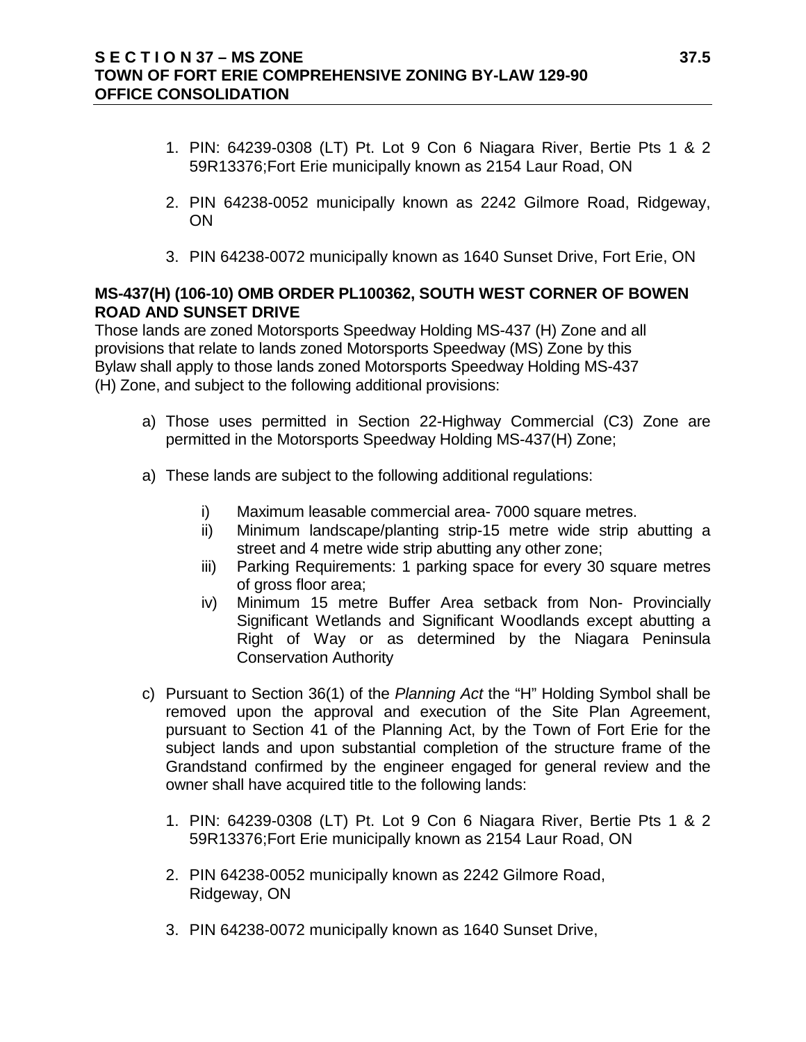1. PIN: 64239-0308 (LT) Pt. Lot 9 Con 6 Niagara River, Bertie Pts 1 & 2 59R13376;Fort Erie municipally known as 2154 Laur Road, ON

2. PIN 64238-0052 municipally known as 2242 Gilmore Road, Ridgeway, ON

3. PIN 64238-0072 municipally known as 1640 Sunset Drive, Fort Erie, ON

**MS-437(H) (106-10) OMB ORDER PL100362, SOUTH WEST CORNER OF BOWEN ROAD AND SUNSET DRIVE**

Those lands are zoned Motorsports Speedway Holding MS-437 (H) Zone and all provisions that relate to lands zoned Motorsports Speedway (MS) Zone by this Bylaw shall apply to those lands zoned Motorsports Speedway Holding MS-437 (H) Zone, and subject to the following additional provisions:

a) Those uses permitted in Section 22-Highway Commercial (C3) Zone are permitted in the Motorsports Speedway Holding MS-437(H) Zone;

a) These lands are subject to the following additional regulations:

   i) Maximum leasable commercial area- 7000 square metres.
   
   ii) Minimum landscape/planting strip-15 metre wide strip abutting a street and 4 metre wide strip abutting any other zone;
   
   iii) Parking Requirements: 1 parking space for every 30 square metres of gross floor area;
   
   iv) Minimum 15 metre Buffer Area setback from Non- Provincially Significant Wetlands and Significant Woodlands except abutting a Right of Way or as determined by the Niagara Peninsula Conservation Authority

c) Pursuant to Section 36(1) of the *Planning Act* the "H" Holding Symbol shall be removed upon the approval and execution of the Site Plan Agreement, pursuant to Section 41 of the Planning Act, by the Town of Fort Erie for the subject lands and upon substantial completion of the structure frame of the Grandstand confirmed by the engineer engaged for general review and the owner shall have acquired title to the following lands:

   1. PIN: 64239-0308 (LT) Pt. Lot 9 Con 6 Niagara River, Bertie Pts 1 & 2 59R13376;Fort Erie municipally known as 2154 Laur Road, ON
   
   2. PIN 64238-0052 municipally known as 2242 Gilmore Road, Ridgeway, ON
   
   3. PIN 64238-0072 municipally known as 1640 Sunset Drive,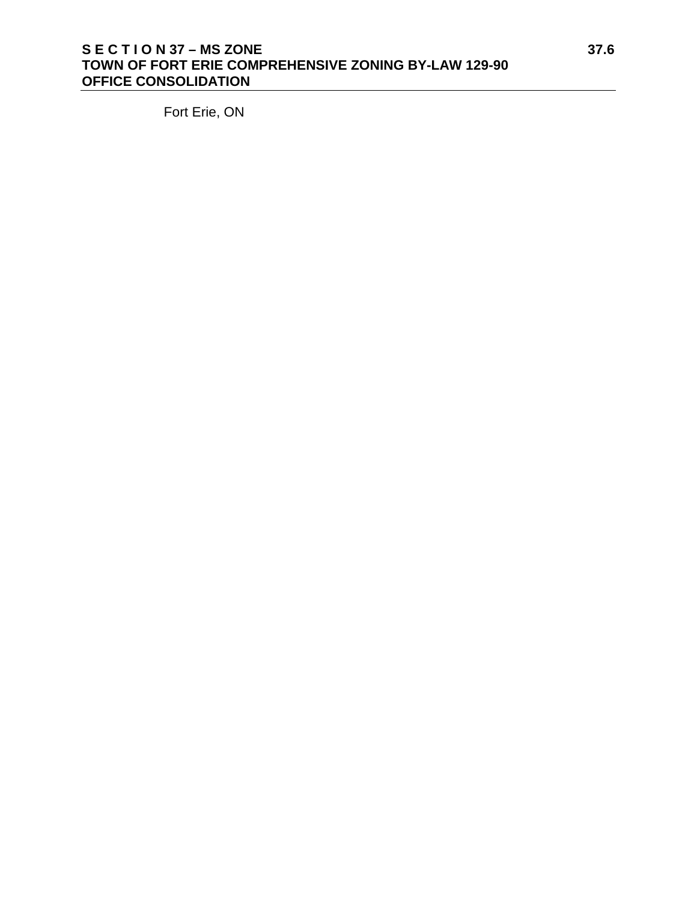Fort Erie, ON